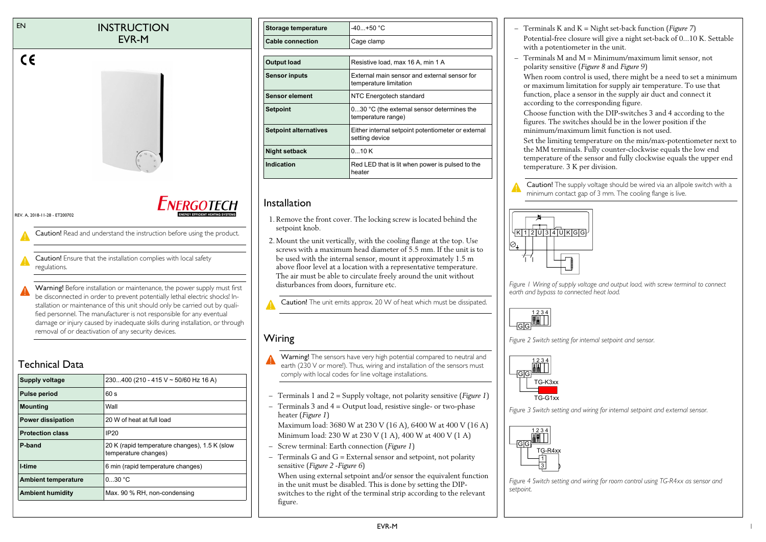EN

# INSTRUCTION
# EVR-M

REV. A, 2018-11-28 - ET200702

Caution! Read and understand the instruction before using the product.

Caution! Ensure that the installation complies with local safety regulations.

Warning! Before installation or maintenance, the power supply must first be disconnected in order to prevent potentially lethal electric shocks! Installation or maintenance of this unit should only be carried out by qualified personnel. The manufacturer is not responsible for any eventual damage or injury caused by inadequate skills during installation, or through removal of or deactivation of any security devices.

## Technical Data

| | |
|---|---|
| **Supply voltage** | 230...400 (210 - 415 V ~ 50/60 Hz 16 A) |
| **Pulse period** | 60 s |
| **Mounting** | Wall |
| **Power dissipation** | 20 W of heat at full load |
| **Protection class** | IP20 |
| **P-band** | 20 K (rapid temperature changes), 1.5 K (slow temperature changes) |
| **I-time** | 6 min (rapid temperature changes) |
| **Ambient temperature** | 0...30 °C |
| **Ambient humidity** | Max. 90 % RH, non-condensing |
| **Storage temperature** | -40...+50 °C |
| **Cable connection** | Cage clamp |
| **Output load** | Resistive load, max 16 A, min 1 A |
| **Sensor inputs** | External main sensor and external sensor for temperature limitation |
| **Sensor element** | NTC Energotech standard |
| **Setpoint** | 0...30 °C (the external sensor determines the temperature range) |
| **Setpoint alternatives** | Either internal setpoint potentiometer or external setting device |
| **Night setback** | 0...10 K |
| **Indication** | Red LED that is lit when power is pulsed to the heater |

## Installation

1. Remove the front cover. The locking screw is located behind the setpoint knob.
2. Mount the unit vertically, with the cooling flange at the top. Use screws with a maximum head diameter of 5.5 mm. If the unit is to be used with the internal sensor, mount it approximately 1.5 m above floor level at a location with a representative temperature. The air must be able to circulate freely around the unit without disturbances from doors, furniture etc.

Caution! The unit emits approx. 20 W of heat which must be dissipated.

## Wiring

Warning! The sensors have very high potential compared to neutral and earth (230 V or more!). Thus, wiring and installation of the sensors must comply with local codes for line voltage installations.

- Terminals 1 and 2 = Supply voltage, not polarity sensitive (*Figure 1*)
- Terminals 3 and 4 = Output load, resistive single- or two-phase heater (*Figure 1*)

  Maximum load: 3680 W at 230 V (16 A), 6400 W at 400 V (16 A)

  Minimum load: 230 W at 230 V (1 A), 400 W at 400 V (1 A)
- Screw terminal: Earth connection (*Figure 1*)
- Terminals G and G = External sensor and setpoint, not polarity sensitive (*Figure 2 -Figure 6*)

  When using external setpoint and/or sensor the equivalent function in the unit must be disabled. This is done by setting the DIP-switches to the right of the terminal strip according to the relevant figure.
- Terminals K and K = Night set-back function (*Figure 7*)

  Potential-free closure will give a night set-back of 0...10 K. Settable with a potentiometer in the unit.
- Terminals M and M = Minimum/maximum limit sensor, not polarity sensitive (*Figure 8* and *Figure 9*)

  When room control is used, there might be a need to set a minimum or maximum limitation for supply air temperature. To use that function, place a sensor in the supply air duct and connect it according to the corresponding figure.

  Choose function with the DIP-switches 3 and 4 according to the figures. The switches should be in the lower position if the minimum/maximum limit function is not used.

  Set the limiting temperature on the min/max-potentiometer next to the MM terminals. Fully counter-clockwise equals the low end temperature of the sensor and fully clockwise equals the upper end temperature. 3 K per division.

Caution! The supply voltage should be wired via an allpole switch with a minimum contact gap of 3 mm. The cooling flange is live.

*Figure 1 Wiring of supply voltage and output load, with screw terminal to connect earth and bypass to connected heat load.*

*Figure 2 Switch setting for internal setpoint and sensor.*

*Figure 3 Switch setting and wiring for internal setpoint and external sensor.*

*Figure 4 Switch setting and wiring for room control using TG-R4xx as sensor and setpoint.*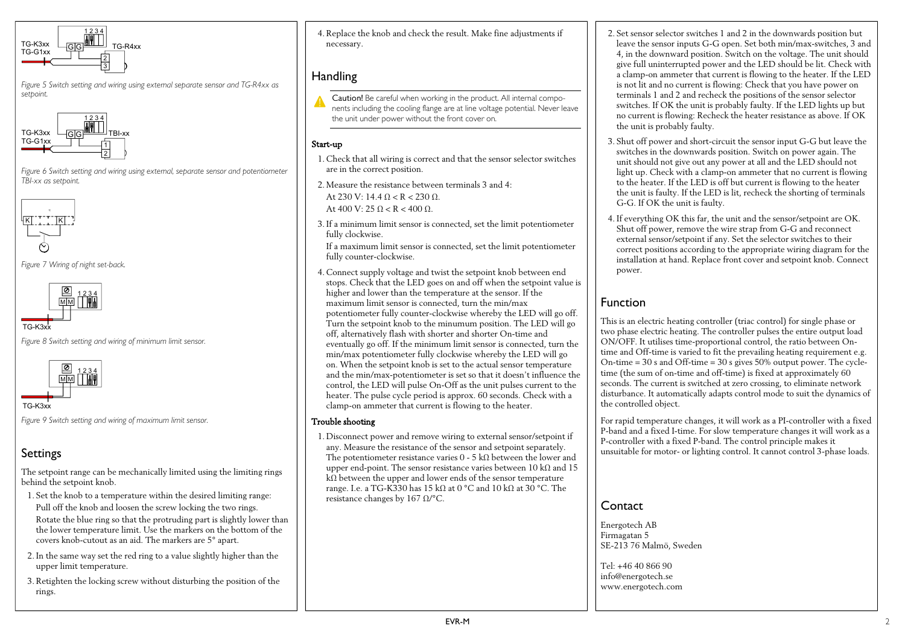Figure 5 Switch setting and wiring using external separate sensor and TG-R4xx as setpoint.

Figure 6 Switch setting and wiring using external, separate sensor and potentiometer TBI-xx as setpoint.

Figure 7 Wiring of night set-back.

Figure 8 Switch setting and wiring of minimum limit sensor.

Figure 9 Switch setting and wiring of maximum limit sensor.

## Settings

The setpoint range can be mechanically limited using the limiting rings behind the setpoint knob.

1. Set the knob to a temperature within the desired limiting range:
   Pull off the knob and loosen the screw locking the two rings.
   Rotate the blue ring so that the protruding part is slightly lower than the lower temperature limit. Use the markers on the bottom of the covers knob-cutout as an aid. The markers are 5° apart.
2. In the same way set the red ring to a value slightly higher than the upper limit temperature.
3. Retighten the locking screw without disturbing the position of the rings.
4. Replace the knob and check the result. Make fine adjustments if necessary.

## Handling

**Caution!** Be careful when working in the product. All internal components including the cooling flange are at line voltage potential. Never leave the unit under power without the front cover on.

### Start-up

1. Check that all wiring is correct and that the sensor selector switches are in the correct position.
2. Measure the resistance between terminals 3 and 4:
   At 230 V: 14.4 Ω < R < 230 Ω.
   At 400 V: 25 Ω < R < 400 Ω.
3. If a minimum limit sensor is connected, set the limit potentiometer fully clockwise.
   If a maximum limit sensor is connected, set the limit potentiometer fully counter-clockwise.
4. Connect supply voltage and twist the setpoint knob between end stops. Check that the LED goes on and off when the setpoint value is higher and lower than the temperature at the sensor. If the maximum limit sensor is connected, turn the min/max potentiometer fully counter-clockwise whereby the LED will go off. Turn the setpoint knob to the minumum position. The LED will go off, alternatively flash with shorter and shorter On-time and eventually go off. If the minimum limit sensor is connected, turn the min/max potentiometer fully clockwise whereby the LED will go on. When the setpoint knob is set to the actual sensor temperature and the min/max-potentiometer is set so that it doesn't influence the control, the LED will pulse On-Off as the unit pulses current to the heater. The pulse cycle period is approx. 60 seconds. Check with a clamp-on ammeter that current is flowing to the heater.

### Trouble shooting

1. Disconnect power and remove wiring to external sensor/setpoint if any. Measure the resistance of the sensor and setpoint separately. The potentiometer resistance varies 0 - 5 kΩ between the lower and upper end-point. The sensor resistance varies between 10 kΩ and 15 kΩ between the upper and lower ends of the sensor temperature range. I.e. a TG-K330 has 15 kΩ at 0 °C and 10 kΩ at 30 °C. The resistance changes by 167 Ω/°C.
2. Set sensor selector switches 1 and 2 in the downwards position but leave the sensor inputs G-G open. Set both min/max-switches, 3 and 4, in the downward position. Switch on the voltage. The unit should give full uninterrupted power and the LED should be lit. Check with a clamp-on ammeter that current is flowing to the heater. If the LED is not lit and no current is flowing: Check that you have power on terminals 1 and 2 and recheck the positions of the sensor selector switches. If OK the unit is probably faulty. If the LED lights up but no current is flowing: Recheck the heater resistance as above. If OK the unit is probably faulty.
3. Shut off power and short-circuit the sensor input G-G but leave the switches in the downwards position. Switch on power again. The unit should not give out any power at all and the LED should not light up. Check with a clamp-on ammeter that no current is flowing to the heater. If the LED is off but current is flowing to the heater the unit is faulty. If the LED is lit, recheck the shorting of terminals G-G. If OK the unit is faulty.
4. If everything OK this far, the unit and the sensor/setpoint are OK. Shut off power, remove the wire strap from G-G and reconnect external sensor/setpoint if any. Set the selector switches to their correct positions according to the appropriate wiring diagram for the installation at hand. Replace front cover and setpoint knob. Connect power.

## Function

This is an electric heating controller (triac control) for single phase or two phase electric heating. The controller pulses the entire output load ON/OFF. It utilises time-proportional control, the ratio between On-time and Off-time is varied to fit the prevailing heating requirement e.g. On-time = 30 s and Off-time = 30 s gives 50% output power. The cycle-time (the sum of on-time and off-time) is fixed at approximately 60 seconds. The current is switched at zero crossing, to eliminate network disturbance. It automatically adapts control mode to suit the dynamics of the controlled object.

For rapid temperature changes, it will work as a PI-controller with a fixed P-band and a fixed I-time. For slow temperature changes it will work as a P-controller with a fixed P-band. The control principle makes it unsuitable for motor- or lighting control. It cannot control 3-phase loads.

## Contact

Energotech AB
Firmagatan 5
SE-213 76 Malmö, Sweden

Tel: +46 40 866 90
info@energotech.se
www.energotech.com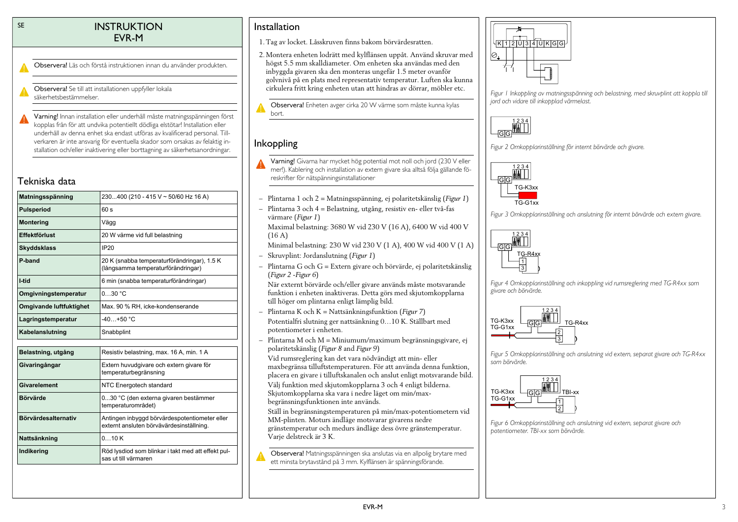SE

# INSTRUKTION EVR-M

**Observera!** Läs och förstå instruktionen innan du använder produkten.

**Observera!** Se till att installationen uppfyller lokala säkerhetsbestämmelser.

**Varning!** Innan installation eller underhåll måste matningsspänningen först kopplas från för att undvika potentiellt dödliga elstötar! Installation eller underhåll av denna enhet ska endast utföras av kvalificerad personal. Tillverkaren är inte ansvarig för eventuella skador som orsakas av felaktig installation och/eller inaktivering eller borttagning av säkerhetsanordningar.

## Tekniska data

| | |
|---|---|
| **Matningsspänning** | 230...400 (210 - 415 V ~ 50/60 Hz 16 A) |
| **Pulsperiod** | 60 s |
| **Montering** | Vägg |
| **Effektförlust** | 20 W värme vid full belastning |
| **Skyddsklass** | IP20 |
| **P-band** | 20 K (snabba temperaturförändringar), 1.5 K (långsamma temperaturförändringar) |
| **I-tid** | 6 min (snabba temperaturförändringar) |
| **Omgivningstemperatur** | 0…30 °C |
| **Omgivande luftfuktighet** | Max. 90 % RH, icke-kondenserande |
| **Lagringstemperatur** | -40…+50 °C |
| **Kabelanslutning** | Snabbplint |

| | |
|---|---|
| **Belastning, utgång** | Resistiv belastning, max. 16 A, min. 1 A |
| **Givaringångar** | Extern huvudgivare och extern givare för temperaturbegränsning |
| **Givarelement** | NTC Energotech standard |
| **Börvärde** | 0...30 °C (den externa givaren bestämmer temperaturområdet) |
| **Börvärdesalternativ** | Antingen inbyggd börvärdespotentiometer eller externt ansluten börvävärdesinställning. |
| **Nattsänkning** | 0…10 K |
| **Indikering** | Röd lysdiod som blinkar i takt med att effekt pulsas ut till värmaren |

## Installation

1. Tag av locket. Låsskruven finns bakom börvärdesratten.
2. Montera enheten lodrätt med kylflänsen uppåt. Använd skruvar med högst 5.5 mm skalldiameter. Om enheten ska användas med den inbyggda givaren ska den monteras ungefär 1.5 meter ovanför golvnivå på en plats med representativ temperatur. Luften ska kunna cirkulera fritt kring enheten utan att hindras av dörrar, möbler etc.

**Observera!** Enheten avger cirka 20 W värme som måste kunna kylas bort.

## Inkoppling

**Varning!** Givarna har mycket hög potential mot noll och jord (230 V eller mer!). Kablering och installation av extern givare ska alltså följa gällande föreskrifter för nätspänningsinstallationer

- Plintarna 1 och 2 = Matningsspänning, ej polaritetskänslig (*Figur 1*)
- Plintarna 3 och 4 = Belastning, utgång, resistiv en- eller två-fas värmare (*Figur 1*)

  Maximal belastning: 3680 W vid 230 V (16 A), 6400 W vid 400 V (16 A)

  Minimal belastning: 230 W vid 230 V (1 A), 400 W vid 400 V (1 A)
- Skruvplint: Jordanslutning (*Figur 1*)
- Plintarna G och G = Extern givare och börvärde, ej polaritetskänslig (*Figur 2 -Figur 6*)

  När externt börvärde och/eller givare används måste motsvarande funktion i enheten inaktiveras. Detta görs med skjutomkopplarna till höger om plintarna enligt lämplig bild.
- Plintarna K och K = Nattsänkningsfunktion (*Figur 7*)

  Potentialfri slutning ger nattsänkning 0…10 K. Ställbart med potentiometer i enheten.
- Plintarna M och M = Miniumum/maximum begränsningsgivare, ej polaritetskänslig (*Figur 8* and *Figur 9*)

  Vid rumsreglering kan det vara nödvändigt att min- eller maxbegränsa tilluftstemperaturen. För att använda denna funktion, placera en givare i tilluftskanalen och anslut enligt motsvarande bild.

  Välj funktion med skjutomkopplarna 3 och 4 enligt bilderna. Skjutomkopplarna ska vara i nedre läget om min/max-begränsningsfunktionen inte används.

  Ställ in begränsningstemperaturen på min/max-potentiometern vid MM-plinten. Moturs ändläge motsvarar givarens nedre gränstemperatur och medurs ändläge dess övre gränstemperatur. Varje delstreck är 3 K.

**Observera!** Matningsspänningen ska anslutas via en allpolig brytare med ett minsta brytavstånd på 3 mm. Kylflänsen är spänningsförande.

*Figur 1 Inkoppling av matningsspänning och belastning, med skruvplint att koppla till jord och vidare till inkopplad värmelast.*

*Figur 2 Omkopplarinställning för internt börvärde och givare.*

*Figur 3 Omkopplarinställning och anslutning för internt börvärde och extern givare.*

*Figur 4 Omkopplarinställning och inkoppling vid rumsreglering med TG-R4xx som givare och börvärde.*

*Figur 5 Omkopplarinställning och anslutning vid extern, separat givare och TG-R4xx som börvärde.*

*Figur 6 Omkopplarinställning och anslutning vid extern, separat givare och potentiometer. TBI-xx som börvärde.*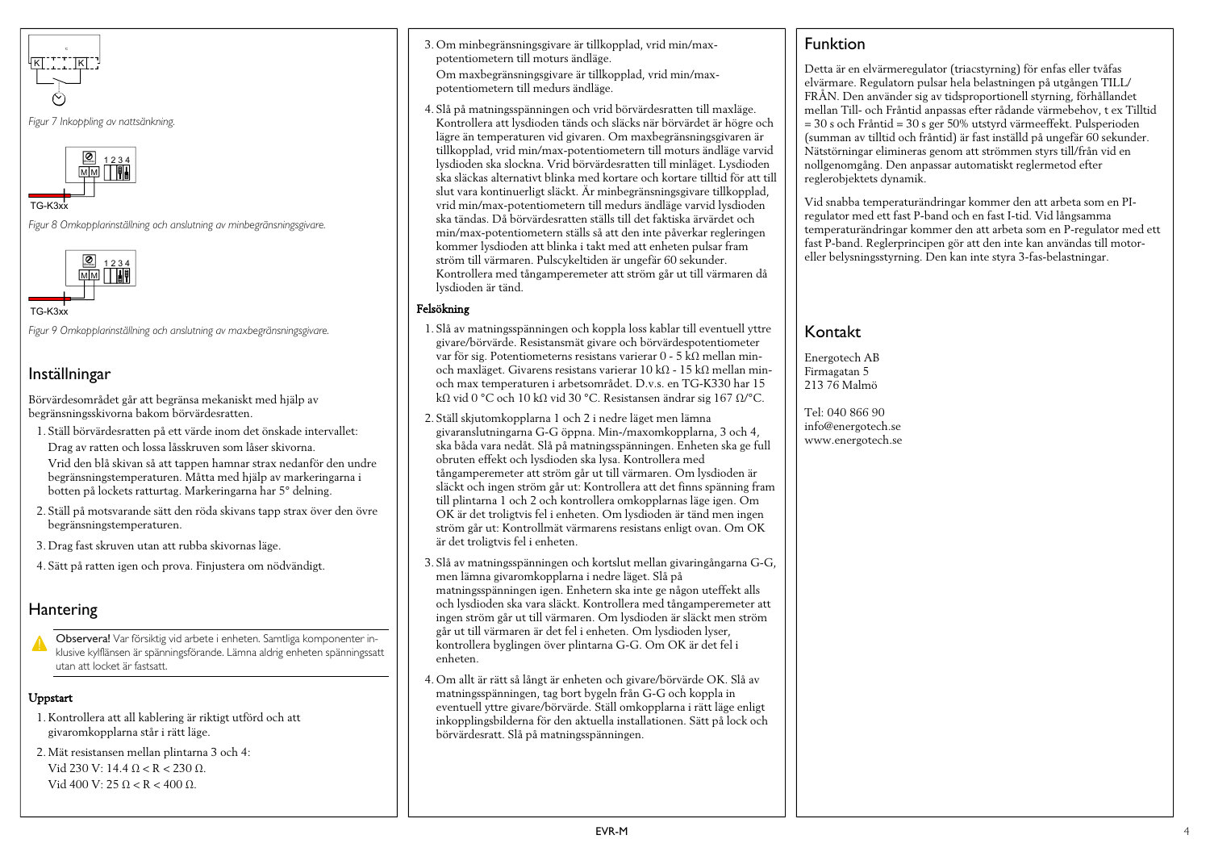K K

Figur 7 Inkoppling av nattsänkning.

1 2 3 4
M M

TG-K3xx

Figur 8 Omkopplarinställning och anslutning av minbegränsningsgivare.

1 2 3 4
M M

TG-K3xx

Figur 9 Omkopplarinställning och anslutning av maxbegränsningsgivare.

## Inställningar

Börvärdesområdet går att begränsa mekaniskt med hjälp av begränsningsskivorna bakom börvärdesratten.

1. Ställ börvärdesratten på ett värde inom det önskade intervallet:

   Drag av ratten och lossa låsskruven som låser skivorna.

   Vrid den blå skivan så att tappen hamnar strax nedanför den undre begränsningstemperaturen. Måtta med hjälp av markeringarna i botten på lockets rattutag. Markeringarna har 5° delning.

2. Ställ på motsvarande sätt den röda skivans tapp strax över den övre begränsningstemperaturen.

3. Drag fast skruven utan att rubba skivornas läge.

4. Sätt på ratten igen och prova. Finjustera om nödvändigt.

## Hantering

**Observera!** Var försiktig vid arbete i enheten. Samtliga komponenter inklusive kylflänsen är spänningsförande. Lämna aldrig enheten spänningssatt utan att locket är fastsatt.

### Uppstart

1. Kontrollera att all kablering är riktigt utförd och att givaromkopplarna står i rätt läge.

2. Mät resistansen mellan plintarna 3 och 4:

   Vid 230 V: 14.4 Ω < R < 230 Ω.

   Vid 400 V: 25 Ω < R < 400 Ω.

3. Om minbegränsningsgivare är tillkopplad, vrid min/max-potentiometern till moturs ändläge.

   Om maxbegränsningsgivare är tillkopplad, vrid min/max-potentiometern till medurs ändläge.

4. Slå på matningsspänningen och vrid börvärdesratten till maxläge. Kontrollera att lysdioden tänds och släcks när börvärdet är högre och lägre än temperaturen vid givaren. Om maxbegränsningsgivaren är tillkopplad, vrid min/max-potentiometern till moturs ändläge varvid lysdioden ska slockna. Vrid börvärdesratten till minläget. Lysdioden ska släckas alternativt blinka med kortare och kortare tilltid för att till slut vara kontinuerligt släckt. Är minbegränsningsgivare tillkopplad, vrid min/max-potentiometern till medurs ändläge varvid lysdioden ska tändas. Då börvärdesratten ställs till det faktiska ärvärdet och min/max-potentiometern ställs så att den inte påverkar regleringen kommer lysdioden att blinka i takt med att enheten pulsar fram ström till värmaren. Pulscykeltiden är ungefär 60 sekunder. Kontrollera med tångamperemeter att ström går ut till värmaren då lysdioden är tänd.

### Felsökning

1. Slå av matningsspänningen och koppla loss kablar till eventuell yttre givare/börvärde. Resistansmät givare och börvärdespotentiometer var för sig. Potentiometerns resistans varierar 0 - 5 kΩ mellan min- och maxläget. Givarens resistans varierar 10 kΩ - 15 kΩ mellan min- och max temperaturen i arbetsområdet. D.v.s. en TG-K330 har 15 kΩ vid 0 °C och 10 kΩ vid 30 °C. Resistansen ändrar sig 167 Ω/°C.

2. Ställ skjutomkopplarna 1 och 2 i nedre läget men lämna givaranslutningarna G-G öppna. Min-/maxomkopplarna, 3 och 4, ska båda vara nedåt. Slå på matningsspänningen. Enheten ska ge full obruten effekt och lysdioden ska lysa. Kontrollera med tångamperemeter att ström går ut till värmaren. Om lysdioden är släckt och ingen ström går ut: Kontrollera att det finns spänning fram till plintarna 1 och 2 och kontrollera omkopplarnas läge igen. Om OK är det troligtvis fel i enheten. Om lysdioden är tänd men ingen ström går ut: Kontrollmät värmarens resistans enligt ovan. Om OK är det troligtvis fel i enheten.

3. Slå av matningsspänningen och kortslut mellan givaringångarna G-G, men lämna givaromkopplarna i nedre läget. Slå på matningsspänningen igen. Enhetern ska inte ge någon uteffekt alls och lysdioden ska vara släckt. Kontrollera med tångamperemeter att ingen ström går ut till värmaren. Om lysdioden är släckt men ström går ut till värmaren är det fel i enheten. Om lysdioden lyser, kontrollera byglingen över plintarna G-G. Om OK är det fel i enheten.

4. Om allt är rätt så långt är enheten och givare/börvärde OK. Slå av matningsspänningen, tag bort bygeln från G-G och koppla in eventuell yttre givare/börvärde. Ställ omkopplarna i rätt läge enligt inkopplingsbilderna för den aktuella installationen. Sätt på lock och börvärdesratt. Slå på matningsspänningen.

## Funktion

Detta är en elvärmeregulator (triacstyrning) för enfas eller tvåfas elvärmare. Regulatorn pulsar hela belastningen på utgången TILL/FRÅN. Den använder sig av tidsproportionell styrning, förhållandet mellan Till- och Fråntid anpassas efter rådande värmebehov, t ex Tilltid = 30 s och Fråntid = 30 s ger 50% utstyrd värmeeffekt. Pulsperioden (summan av tilltid och fråntid) är fast inställd på ungefär 60 sekunder. Nätstörningar elimineras genom att strömmen styrs till/från vid en nollgenomgång. Den anpassar automatiskt reglermetod efter reglerobjektets dynamik.

Vid snabba temperaturändringar kommer den att arbeta som en PI-regulator med ett fast P-band och en fast I-tid. Vid långsamma temperaturändringar kommer den att arbeta som en P-regulator med ett fast P-band. Reglerprincipen gör att den inte kan användas till motor- eller belysningsstyrning. Den kan inte styra 3-fas-belastningar.

## Kontakt

Energotech AB
Firmagatan 5
213 76 Malmö

Tel: 040 866 90
info@energotech.se
www.energotech.se